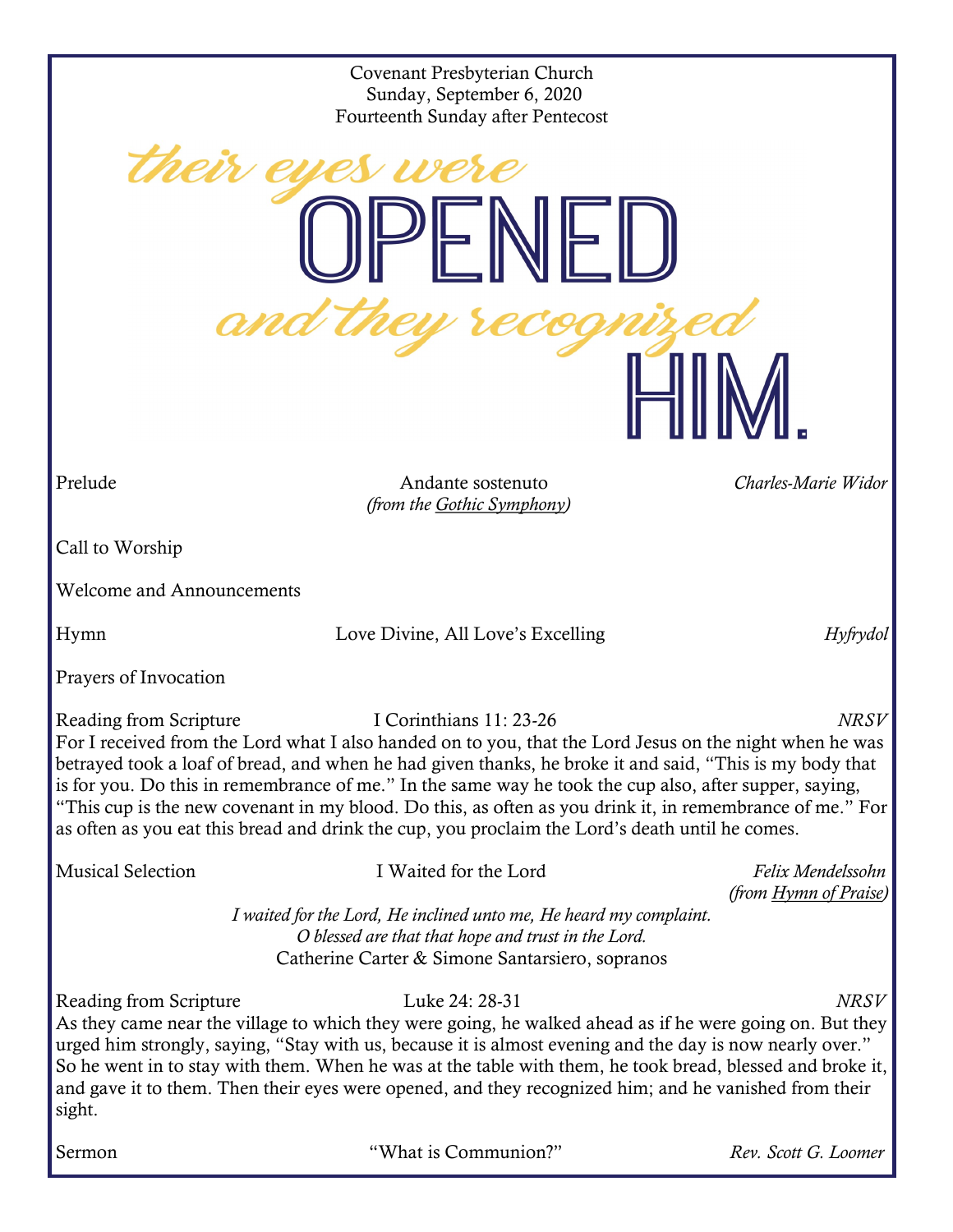Covenant Presbyterian Church
Sunday, September 6, 2020
Fourteenth Sunday after Pentecost

# *their eyes were* OPENED *and they recognized* HIM.

Prelude — Andante sostenuto *(from the Gothic Symphony)* — *Charles-Marie Widor*

Call to Worship

Welcome and Announcements

Hymn — Love Divine, All Love's Excelling — *Hyfrydol*

Prayers of Invocation

Reading from Scripture — I Corinthians 11: 23-26 — *NRSV*

For I received from the Lord what I also handed on to you, that the Lord Jesus on the night when he was betrayed took a loaf of bread, and when he had given thanks, he broke it and said, "This is my body that is for you. Do this in remembrance of me." In the same way he took the cup also, after supper, saying, "This cup is the new covenant in my blood. Do this, as often as you drink it, in remembrance of me." For as often as you eat this bread and drink the cup, you proclaim the Lord's death until he comes.

Musical Selection — I Waited for the Lord — *Felix Mendelssohn (from Hymn of Praise)*

*I waited for the Lord, He inclined unto me, He heard my complaint.*
*O blessed are that that hope and trust in the Lord.*
Catherine Carter & Simone Santarsiero, sopranos

Reading from Scripture — Luke 24: 28-31 — *NRSV*

As they came near the village to which they were going, he walked ahead as if he were going on. But they urged him strongly, saying, "Stay with us, because it is almost evening and the day is now nearly over." So he went in to stay with them. When he was at the table with them, he took bread, blessed and broke it, and gave it to them. Then their eyes were opened, and they recognized him; and he vanished from their sight.

Sermon — "What is Communion?" — *Rev. Scott G. Loomer*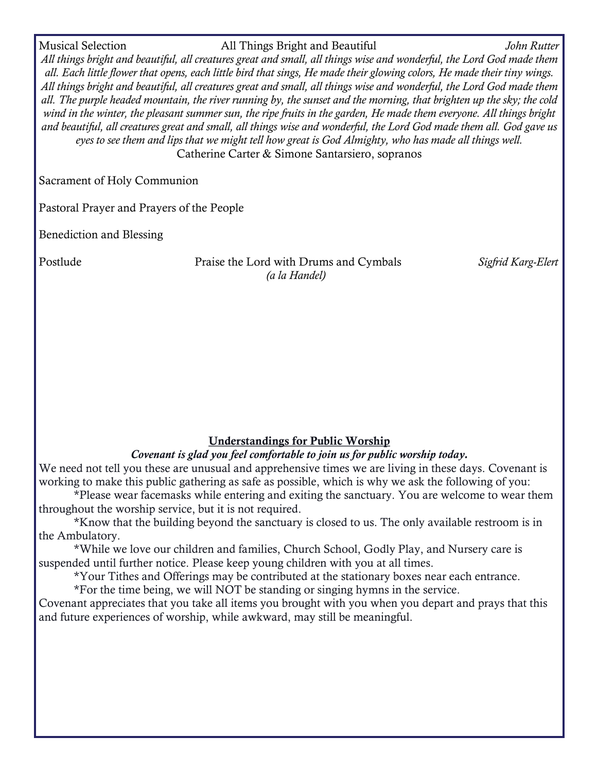Musical Selection All Things Bright and Beautiful *John Rutter*

*All things bright and beautiful, all creatures great and small, all things wise and wonderful, the Lord God made them all. Each little flower that opens, each little bird that sings, He made their glowing colors, He made their tiny wings. All things bright and beautiful, all creatures great and small, all things wise and wonderful, the Lord God made them all. The purple headed mountain, the river running by, the sunset and the morning, that brighten up the sky; the cold wind in the winter, the pleasant summer sun, the ripe fruits in the garden, He made them everyone. All things bright and beautiful, all creatures great and small, all things wise and wonderful, the Lord God made them all. God gave us eyes to see them and lips that we might tell how great is God Almighty, who has made all things well.*

Catherine Carter & Simone Santarsiero, sopranos

Sacrament of Holy Communion

Pastoral Prayer and Prayers of the People

Benediction and Blessing

Postlude Praise the Lord with Drums and Cymbals *Sigfrid Karg-Elert*
*(a la Handel)*

## Understandings for Public Worship

***Covenant is glad you feel comfortable to join us for public worship today.***

We need not tell you these are unusual and apprehensive times we are living in these days. Covenant is working to make this public gathering as safe as possible, which is why we ask the following of you:

*Please wear facemasks while entering and exiting the sanctuary. You are welcome to wear them throughout the worship service, but it is not required.

*Know that the building beyond the sanctuary is closed to us. The only available restroom is in the Ambulatory.

*While we love our children and families, Church School, Godly Play, and Nursery care is suspended until further notice. Please keep young children with you at all times.

*Your Tithes and Offerings may be contributed at the stationary boxes near each entrance.

*For the time being, we will NOT be standing or singing hymns in the service.

Covenant appreciates that you take all items you brought with you when you depart and prays that this and future experiences of worship, while awkward, may still be meaningful.